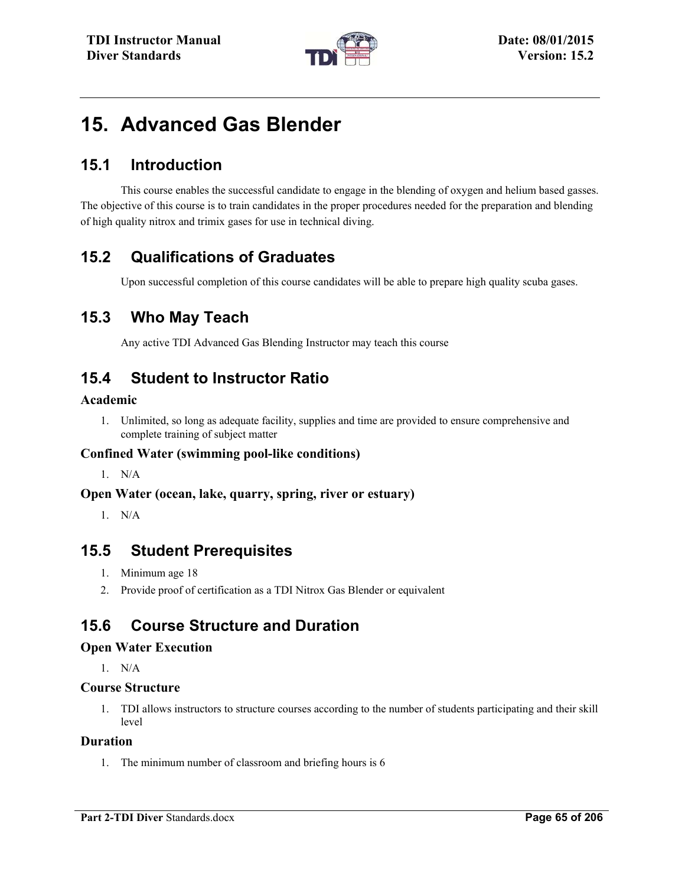# 15. Advanced Gas Blender

## 15.1 Introduction

This course enables the successful candidate to engage in the blending of oxygen and helium based gasses. The objective of this course is to train candidates in the proper procedures needed for the preparation and blending of high quality nitrox and trimix gases for use in technical diving.

## 15.2 Qualifications of Graduates

Upon successful completion of this course candidates will be able to prepare high quality scuba gases.

## 15.3 Who May Teach

Any active TDI Advanced Gas Blending Instructor may teach this course

## 15.4 Student to Instructor Ratio

### Academic

1. Unlimited, so long as adequate facility, supplies and time are provided to ensure comprehensive and complete training of subject matter

### Confined Water (swimming pool-like conditions)

1. N/A

### Open Water (ocean, lake, quarry, spring, river or estuary)

1. N/A

## 15.5 Student Prerequisites

1. Minimum age 18
2. Provide proof of certification as a TDI Nitrox Gas Blender or equivalent

## 15.6 Course Structure and Duration

### Open Water Execution

1. N/A

### Course Structure

1. TDI allows instructors to structure courses according to the number of students participating and their skill level

### Duration

1. The minimum number of classroom and briefing hours is 6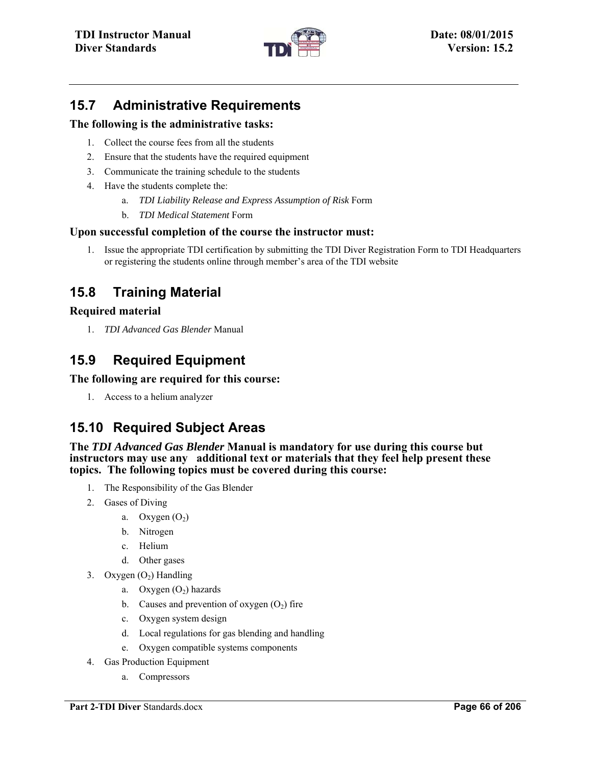## 15.7 Administrative Requirements

**The following is the administrative tasks:**

1. Collect the course fees from all the students
2. Ensure that the students have the required equipment
3. Communicate the training schedule to the students
4. Have the students complete the:
    a. *TDI Liability Release and Express Assumption of Risk* Form
    b. *TDI Medical Statement* Form

**Upon successful completion of the course the instructor must:**

1. Issue the appropriate TDI certification by submitting the TDI Diver Registration Form to TDI Headquarters or registering the students online through member's area of the TDI website

## 15.8 Training Material

**Required material**

1. *TDI Advanced Gas Blender* Manual

## 15.9 Required Equipment

**The following are required for this course:**

1. Access to a helium analyzer

## 15.10 Required Subject Areas

**The *TDI Advanced Gas Blender* Manual is mandatory for use during this course but instructors may use any additional text or materials that they feel help present these topics. The following topics must be covered during this course:**

1. The Responsibility of the Gas Blender
2. Gases of Diving
    a. Oxygen ($O_2$)
    b. Nitrogen
    c. Helium
    d. Other gases
3. Oxygen ($O_2$) Handling
    a. Oxygen ($O_2$) hazards
    b. Causes and prevention of oxygen ($O_2$) fire
    c. Oxygen system design
    d. Local regulations for gas blending and handling
    e. Oxygen compatible systems components
4. Gas Production Equipment
    a. Compressors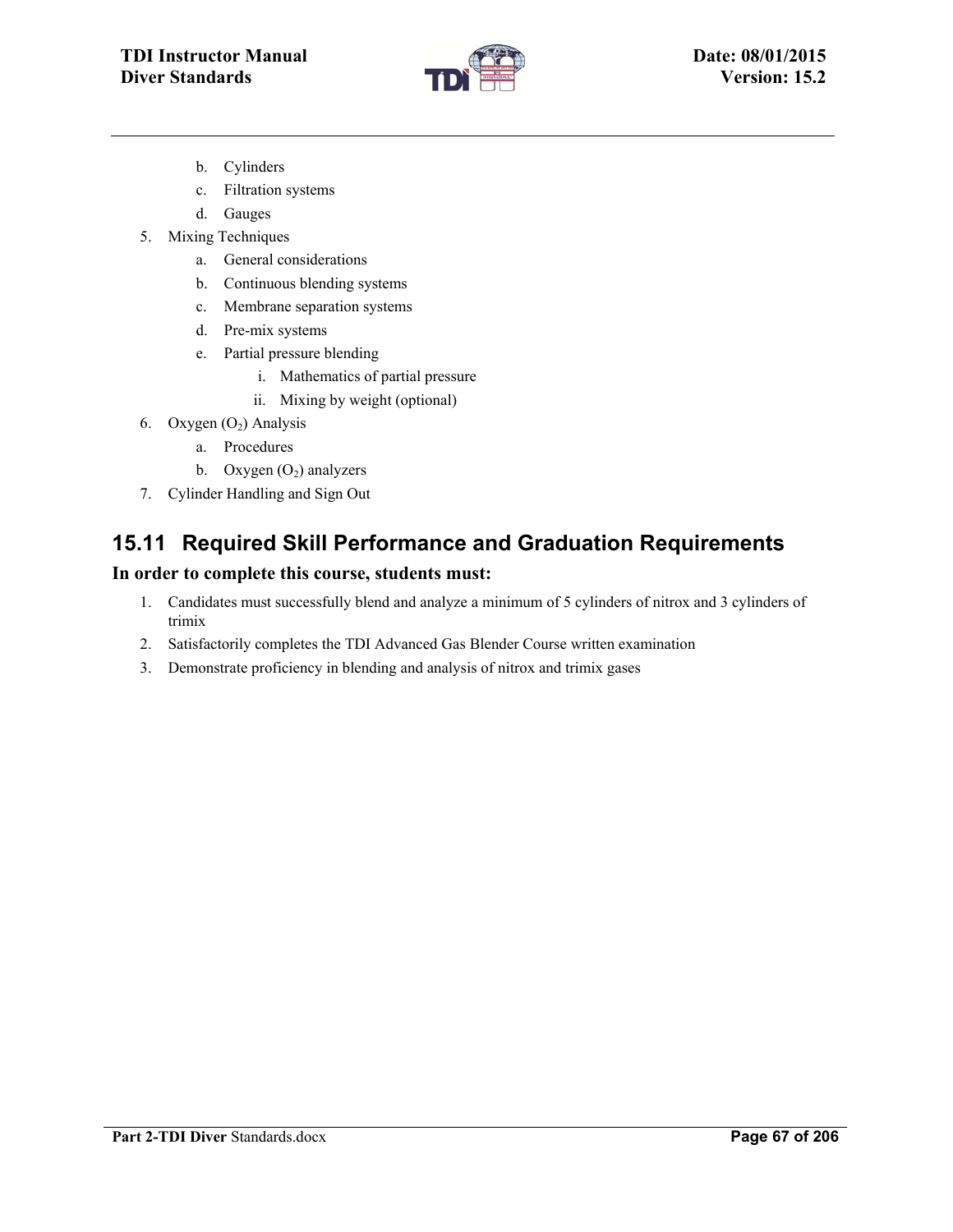- b. Cylinders
   - c. Filtration systems
   - d. Gauges
5. Mixing Techniques
   - a. General considerations
   - b. Continuous blending systems
   - c. Membrane separation systems
   - d. Pre-mix systems
   - e. Partial pressure blending
      - i. Mathematics of partial pressure
      - ii. Mixing by weight (optional)
6. Oxygen ($O_2$) Analysis
   - a. Procedures
   - b. Oxygen ($O_2$) analyzers
7. Cylinder Handling and Sign Out

## 15.11 Required Skill Performance and Graduation Requirements

**In order to complete this course, students must:**

1. Candidates must successfully blend and analyze a minimum of 5 cylinders of nitrox and 3 cylinders of trimix
2. Satisfactorily completes the TDI Advanced Gas Blender Course written examination
3. Demonstrate proficiency in blending and analysis of nitrox and trimix gases